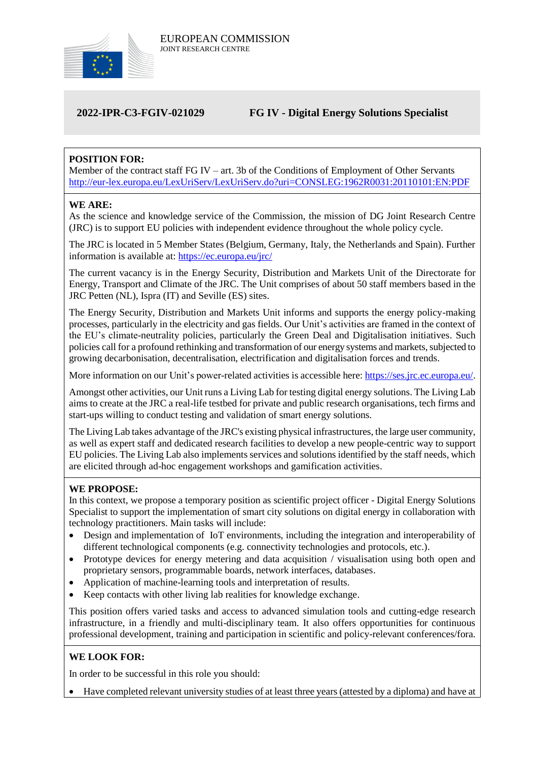EUROPEAN COMMISSION
JOINT RESEARCH CENTRE

**2022-IPR-C3-FGIV-021029** **FG IV - Digital Energy Solutions Specialist**

**POSITION FOR:**
Member of the contract staff FG IV – art. 3b of the Conditions of Employment of Other Servants
http://eur-lex.europa.eu/LexUriServ/LexUriServ.do?uri=CONSLEG:1962R0031:20110101:EN:PDF

**WE ARE:**
As the science and knowledge service of the Commission, the mission of DG Joint Research Centre (JRC) is to support EU policies with independent evidence throughout the whole policy cycle.

The JRC is located in 5 Member States (Belgium, Germany, Italy, the Netherlands and Spain). Further information is available at: https://ec.europa.eu/jrc/

The current vacancy is in the Energy Security, Distribution and Markets Unit of the Directorate for Energy, Transport and Climate of the JRC. The Unit comprises of about 50 staff members based in the JRC Petten (NL), Ispra (IT) and Seville (ES) sites.

The Energy Security, Distribution and Markets Unit informs and supports the energy policy-making processes, particularly in the electricity and gas fields. Our Unit's activities are framed in the context of the EU's climate-neutrality policies, particularly the Green Deal and Digitalisation initiatives. Such policies call for a profound rethinking and transformation of our energy systems and markets, subjected to growing decarbonisation, decentralisation, electrification and digitalisation forces and trends.

More information on our Unit's power-related activities is accessible here: https://ses.jrc.ec.europa.eu/.

Amongst other activities, our Unit runs a Living Lab for testing digital energy solutions. The Living Lab aims to create at the JRC a real-life testbed for private and public research organisations, tech firms and start-ups willing to conduct testing and validation of smart energy solutions.

The Living Lab takes advantage of the JRC's existing physical infrastructures, the large user community, as well as expert staff and dedicated research facilities to develop a new people-centric way to support EU policies. The Living Lab also implements services and solutions identified by the staff needs, which are elicited through ad-hoc engagement workshops and gamification activities.

**WE PROPOSE:**
In this context, we propose a temporary position as scientific project officer - Digital Energy Solutions Specialist to support the implementation of smart city solutions on digital energy in collaboration with technology practitioners. Main tasks will include:

- Design and implementation of IoT environments, including the integration and interoperability of different technological components (e.g. connectivity technologies and protocols, etc.).
- Prototype devices for energy metering and data acquisition / visualisation using both open and proprietary sensors, programmable boards, network interfaces, databases.
- Application of machine-learning tools and interpretation of results.
- Keep contacts with other living lab realities for knowledge exchange.

This position offers varied tasks and access to advanced simulation tools and cutting-edge research infrastructure, in a friendly and multi-disciplinary team. It also offers opportunities for continuous professional development, training and participation in scientific and policy-relevant conferences/fora.

**WE LOOK FOR:**

In order to be successful in this role you should:

- Have completed relevant university studies of at least three years (attested by a diploma) and have at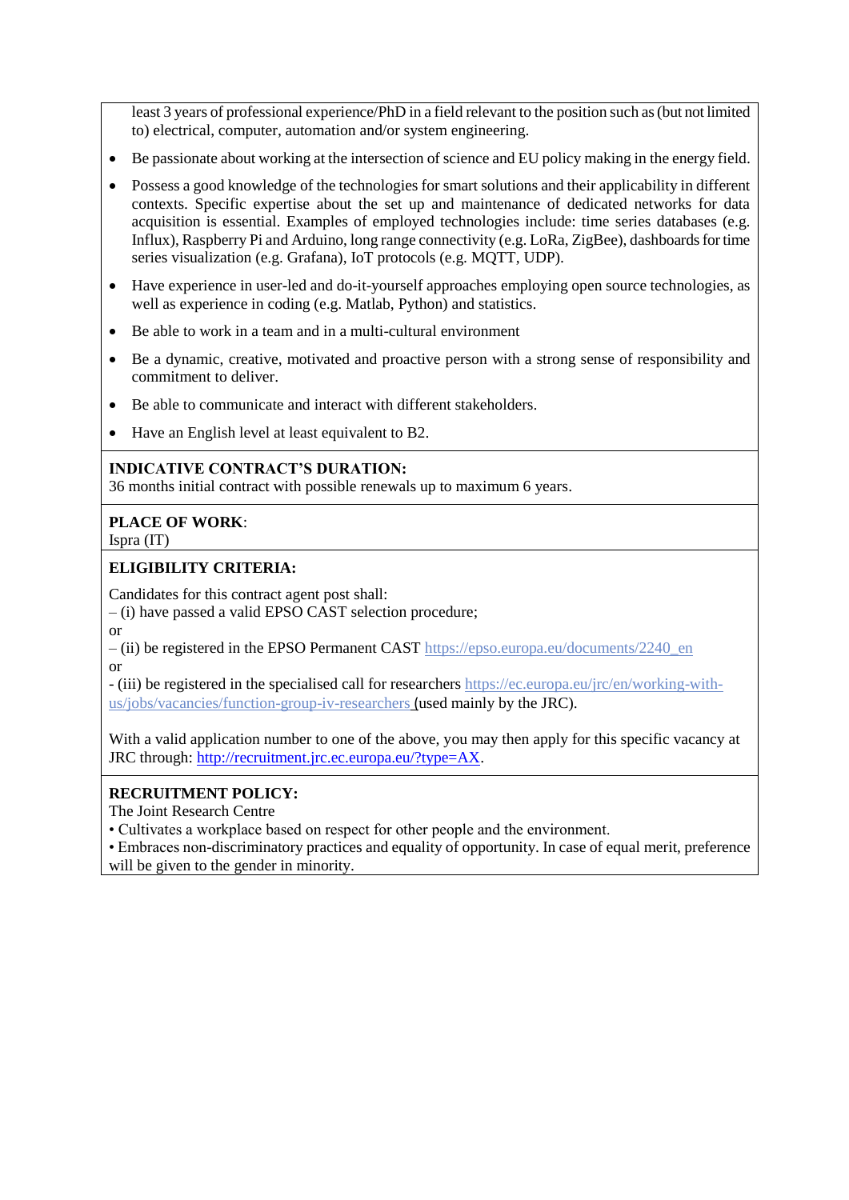least 3 years of professional experience/PhD in a field relevant to the position such as (but not limited to) electrical, computer, automation and/or system engineering.

- Be passionate about working at the intersection of science and EU policy making in the energy field.
- Possess a good knowledge of the technologies for smart solutions and their applicability in different contexts. Specific expertise about the set up and maintenance of dedicated networks for data acquisition is essential. Examples of employed technologies include: time series databases (e.g. Influx), Raspberry Pi and Arduino, long range connectivity (e.g. LoRa, ZigBee), dashboards for time series visualization (e.g. Grafana), IoT protocols (e.g. MQTT, UDP).
- Have experience in user-led and do-it-yourself approaches employing open source technologies, as well as experience in coding (e.g. Matlab, Python) and statistics.
- Be able to work in a team and in a multi-cultural environment
- Be a dynamic, creative, motivated and proactive person with a strong sense of responsibility and commitment to deliver.
- Be able to communicate and interact with different stakeholders.
- Have an English level at least equivalent to B2.

**INDICATIVE CONTRACT'S DURATION:**
36 months initial contract with possible renewals up to maximum 6 years.

**PLACE OF WORK**:
Ispra (IT)

**ELIGIBILITY CRITERIA:**

Candidates for this contract agent post shall:
– (i) have passed a valid EPSO CAST selection procedure;
or
– (ii) be registered in the EPSO Permanent CAST https://epso.europa.eu/documents/2240_en
or
- (iii) be registered in the specialised call for researchers https://ec.europa.eu/jrc/en/working-with-us/jobs/vacancies/function-group-iv-researchers (used mainly by the JRC).

With a valid application number to one of the above, you may then apply for this specific vacancy at JRC through: http://recruitment.jrc.ec.europa.eu/?type=AX.

**RECRUITMENT POLICY:**
The Joint Research Centre
• Cultivates a workplace based on respect for other people and the environment.
• Embraces non-discriminatory practices and equality of opportunity. In case of equal merit, preference will be given to the gender in minority.